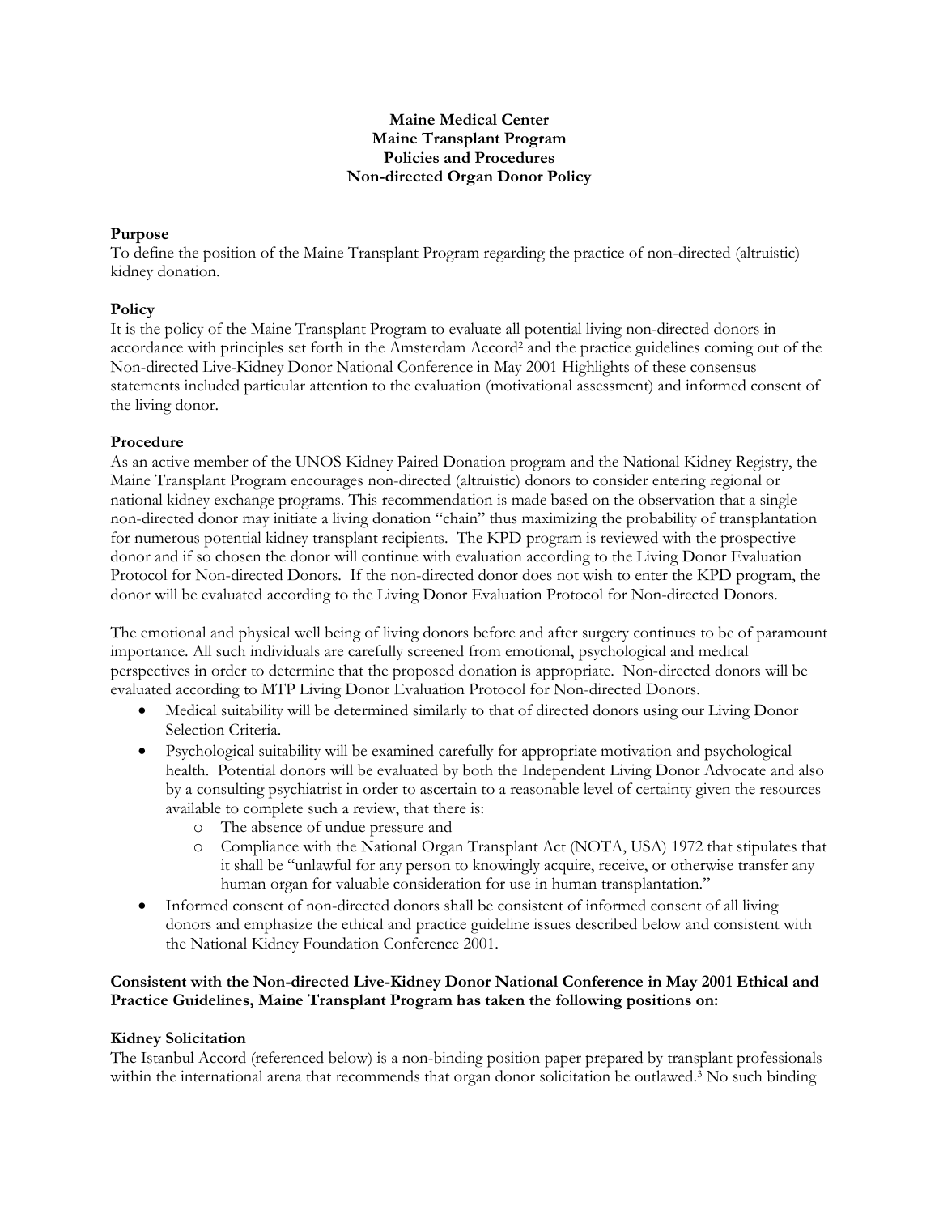**Maine Medical Center**
**Maine Transplant Program**
**Policies and Procedures**
**Non-directed Organ Donor Policy**

**Purpose**

To define the position of the Maine Transplant Program regarding the practice of non-directed (altruistic) kidney donation.

**Policy**

It is the policy of the Maine Transplant Program to evaluate all potential living non-directed donors in accordance with principles set forth in the Amsterdam Accord[2] and the practice guidelines coming out of the Non-directed Live-Kidney Donor National Conference in May 2001 Highlights of these consensus statements included particular attention to the evaluation (motivational assessment) and informed consent of the living donor.

**Procedure**

As an active member of the UNOS Kidney Paired Donation program and the National Kidney Registry, the Maine Transplant Program encourages non-directed (altruistic) donors to consider entering regional or national kidney exchange programs. This recommendation is made based on the observation that a single non-directed donor may initiate a living donation "chain" thus maximizing the probability of transplantation for numerous potential kidney transplant recipients. The KPD program is reviewed with the prospective donor and if so chosen the donor will continue with evaluation according to the Living Donor Evaluation Protocol for Non-directed Donors. If the non-directed donor does not wish to enter the KPD program, the donor will be evaluated according to the Living Donor Evaluation Protocol for Non-directed Donors.

The emotional and physical well being of living donors before and after surgery continues to be of paramount importance. All such individuals are carefully screened from emotional, psychological and medical perspectives in order to determine that the proposed donation is appropriate. Non-directed donors will be evaluated according to MTP Living Donor Evaluation Protocol for Non-directed Donors.

- Medical suitability will be determined similarly to that of directed donors using our Living Donor Selection Criteria.
- Psychological suitability will be examined carefully for appropriate motivation and psychological health. Potential donors will be evaluated by both the Independent Living Donor Advocate and also by a consulting psychiatrist in order to ascertain to a reasonable level of certainty given the resources available to complete such a review, that there is:
  - The absence of undue pressure and
  - Compliance with the National Organ Transplant Act (NOTA, USA) 1972 that stipulates that it shall be "unlawful for any person to knowingly acquire, receive, or otherwise transfer any human organ for valuable consideration for use in human transplantation."
- Informed consent of non-directed donors shall be consistent of informed consent of all living donors and emphasize the ethical and practice guideline issues described below and consistent with the National Kidney Foundation Conference 2001.

**Consistent with the Non-directed Live-Kidney Donor National Conference in May 2001 Ethical and Practice Guidelines, Maine Transplant Program has taken the following positions on:**

**Kidney Solicitation**

The Istanbul Accord (referenced below) is a non-binding position paper prepared by transplant professionals within the international arena that recommends that organ donor solicitation be outlawed.[3] No such binding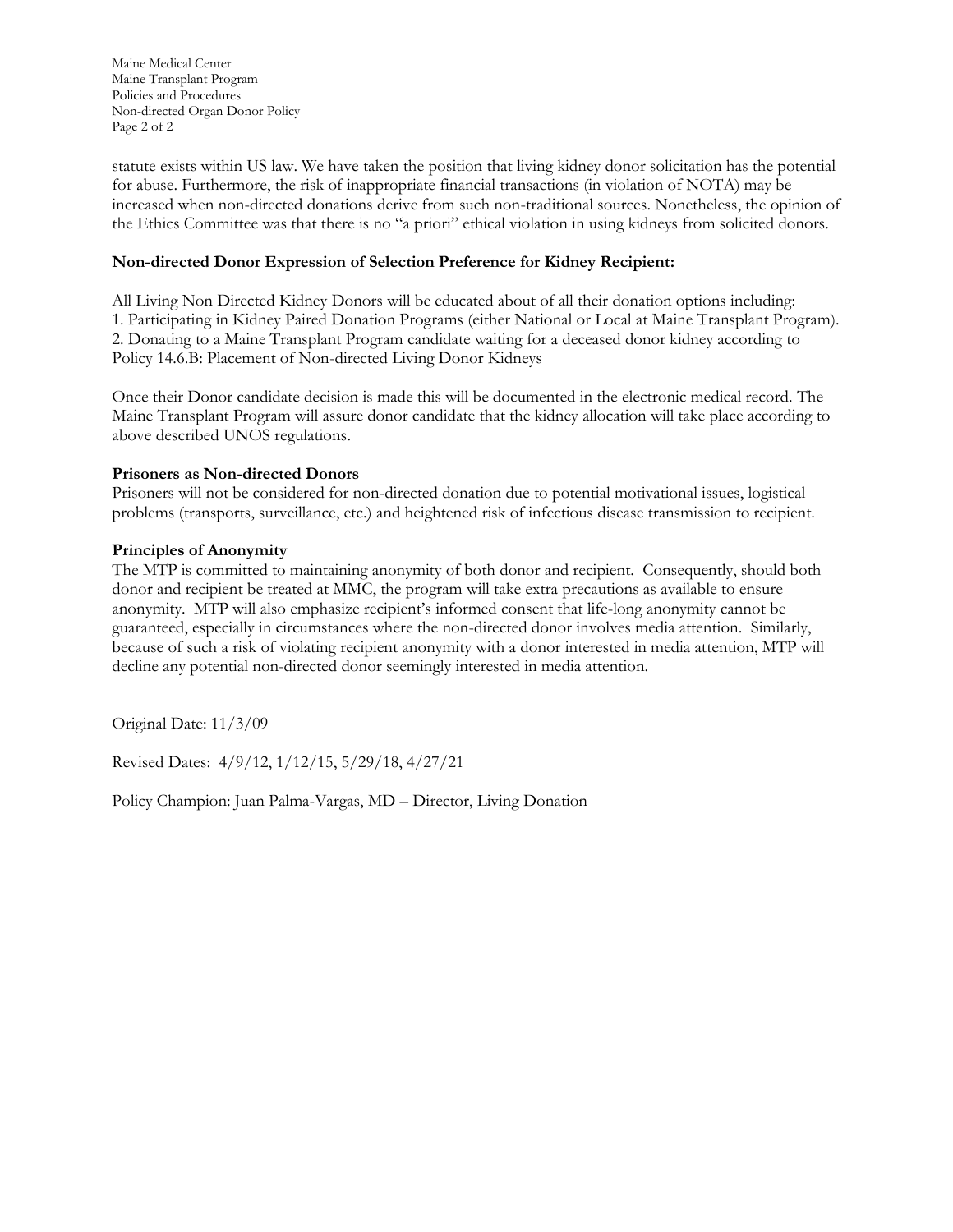statute exists within US law. We have taken the position that living kidney donor solicitation has the potential for abuse. Furthermore, the risk of inappropriate financial transactions (in violation of NOTA) may be increased when non-directed donations derive from such non-traditional sources. Nonetheless, the opinion of the Ethics Committee was that there is no "a priori" ethical violation in using kidneys from solicited donors.

**Non-directed Donor Expression of Selection Preference for Kidney Recipient:**

All Living Non Directed Kidney Donors will be educated about of all their donation options including:
1. Participating in Kidney Paired Donation Programs (either National or Local at Maine Transplant Program).
2. Donating to a Maine Transplant Program candidate waiting for a deceased donor kidney according to Policy 14.6.B: Placement of Non-directed Living Donor Kidneys

Once their Donor candidate decision is made this will be documented in the electronic medical record. The Maine Transplant Program will assure donor candidate that the kidney allocation will take place according to above described UNOS regulations.

**Prisoners as Non-directed Donors**

Prisoners will not be considered for non-directed donation due to potential motivational issues, logistical problems (transports, surveillance, etc.) and heightened risk of infectious disease transmission to recipient.

**Principles of Anonymity**

The MTP is committed to maintaining anonymity of both donor and recipient. Consequently, should both donor and recipient be treated at MMC, the program will take extra precautions as available to ensure anonymity. MTP will also emphasize recipient's informed consent that life-long anonymity cannot be guaranteed, especially in circumstances where the non-directed donor involves media attention. Similarly, because of such a risk of violating recipient anonymity with a donor interested in media attention, MTP will decline any potential non-directed donor seemingly interested in media attention.

Original Date: 11/3/09

Revised Dates: 4/9/12, 1/12/15, 5/29/18, 4/27/21

Policy Champion: Juan Palma-Vargas, MD – Director, Living Donation